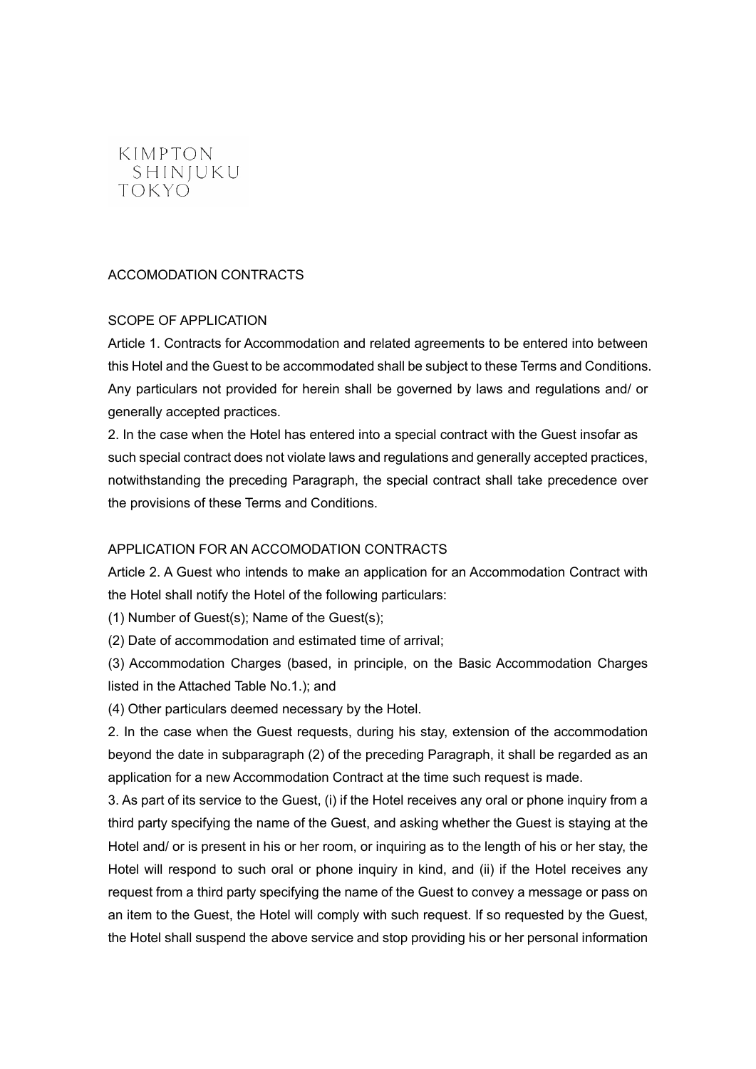KIMPTON
SHINJUKU
TOKYO

## ACCOMODATION CONTRACTS

### SCOPE OF APPLICATION

Article 1. Contracts for Accommodation and related agreements to be entered into between this Hotel and the Guest to be accommodated shall be subject to these Terms and Conditions. Any particulars not provided for herein shall be governed by laws and regulations and/ or generally accepted practices.

2. In the case when the Hotel has entered into a special contract with the Guest insofar as such special contract does not violate laws and regulations and generally accepted practices, notwithstanding the preceding Paragraph, the special contract shall take precedence over the provisions of these Terms and Conditions.

### APPLICATION FOR AN ACCOMODATION CONTRACTS

Article 2. A Guest who intends to make an application for an Accommodation Contract with the Hotel shall notify the Hotel of the following particulars:

(1) Number of Guest(s); Name of the Guest(s);

(2) Date of accommodation and estimated time of arrival;

(3) Accommodation Charges (based, in principle, on the Basic Accommodation Charges listed in the Attached Table No.1.); and

(4) Other particulars deemed necessary by the Hotel.

2. In the case when the Guest requests, during his stay, extension of the accommodation beyond the date in subparagraph (2) of the preceding Paragraph, it shall be regarded as an application for a new Accommodation Contract at the time such request is made.

3. As part of its service to the Guest, (i) if the Hotel receives any oral or phone inquiry from a third party specifying the name of the Guest, and asking whether the Guest is staying at the Hotel and/ or is present in his or her room, or inquiring as to the length of his or her stay, the Hotel will respond to such oral or phone inquiry in kind, and (ii) if the Hotel receives any request from a third party specifying the name of the Guest to convey a message or pass on an item to the Guest, the Hotel will comply with such request. If so requested by the Guest, the Hotel shall suspend the above service and stop providing his or her personal information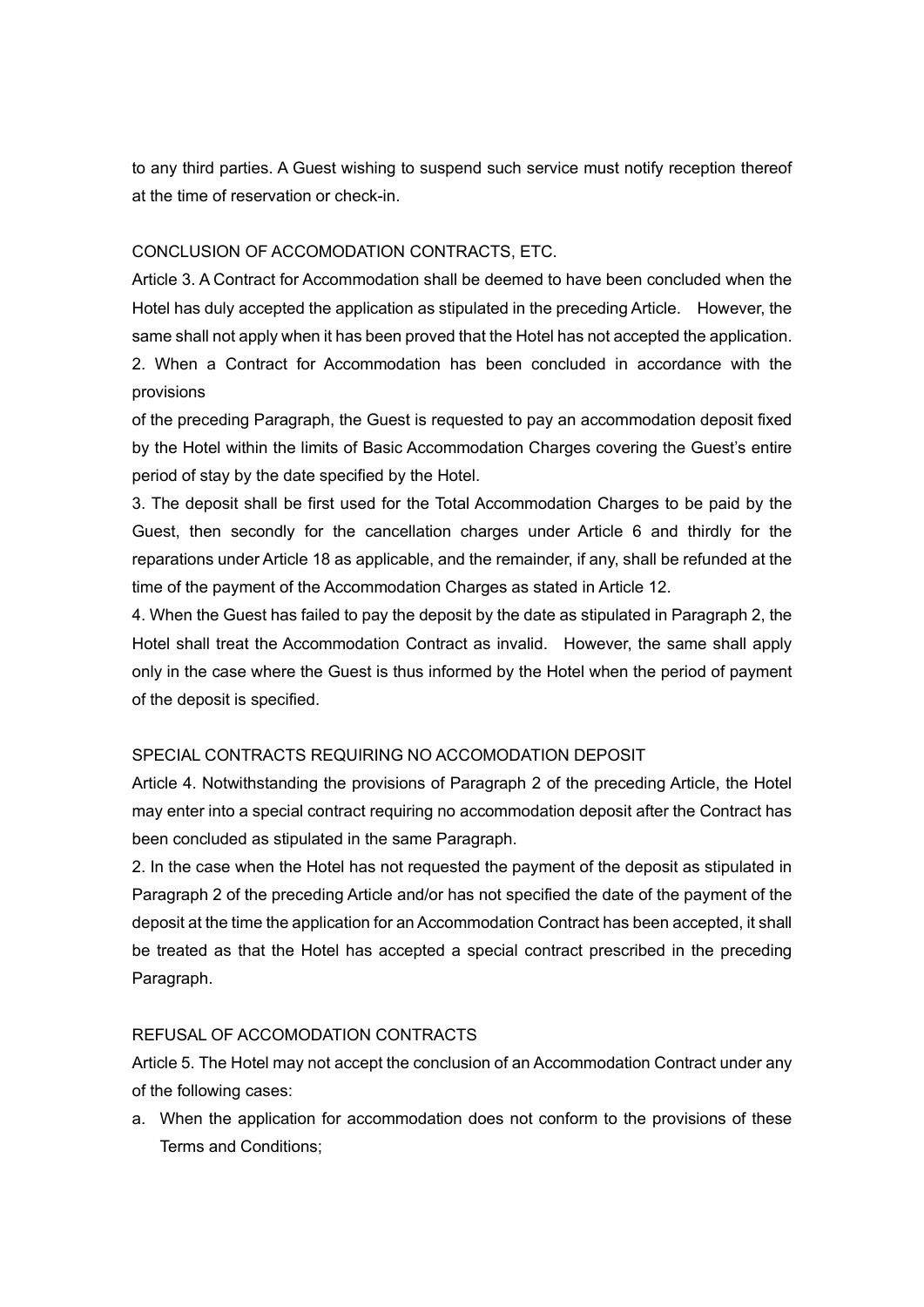to any third parties. A Guest wishing to suspend such service must notify reception thereof at the time of reservation or check-in.

## CONCLUSION OF ACCOMODATION CONTRACTS, ETC.

Article 3. A Contract for Accommodation shall be deemed to have been concluded when the Hotel has duly accepted the application as stipulated in the preceding Article. However, the same shall not apply when it has been proved that the Hotel has not accepted the application.

2. When a Contract for Accommodation has been concluded in accordance with the provisions of the preceding Paragraph, the Guest is requested to pay an accommodation deposit fixed by the Hotel within the limits of Basic Accommodation Charges covering the Guest's entire period of stay by the date specified by the Hotel.

3. The deposit shall be first used for the Total Accommodation Charges to be paid by the Guest, then secondly for the cancellation charges under Article 6 and thirdly for the reparations under Article 18 as applicable, and the remainder, if any, shall be refunded at the time of the payment of the Accommodation Charges as stated in Article 12.

4. When the Guest has failed to pay the deposit by the date as stipulated in Paragraph 2, the Hotel shall treat the Accommodation Contract as invalid. However, the same shall apply only in the case where the Guest is thus informed by the Hotel when the period of payment of the deposit is specified.

## SPECIAL CONTRACTS REQUIRING NO ACCOMODATION DEPOSIT

Article 4. Notwithstanding the provisions of Paragraph 2 of the preceding Article, the Hotel may enter into a special contract requiring no accommodation deposit after the Contract has been concluded as stipulated in the same Paragraph.

2. In the case when the Hotel has not requested the payment of the deposit as stipulated in Paragraph 2 of the preceding Article and/or has not specified the date of the payment of the deposit at the time the application for an Accommodation Contract has been accepted, it shall be treated as that the Hotel has accepted a special contract prescribed in the preceding Paragraph.

## REFUSAL OF ACCOMODATION CONTRACTS

Article 5. The Hotel may not accept the conclusion of an Accommodation Contract under any of the following cases:

a. When the application for accommodation does not conform to the provisions of these Terms and Conditions;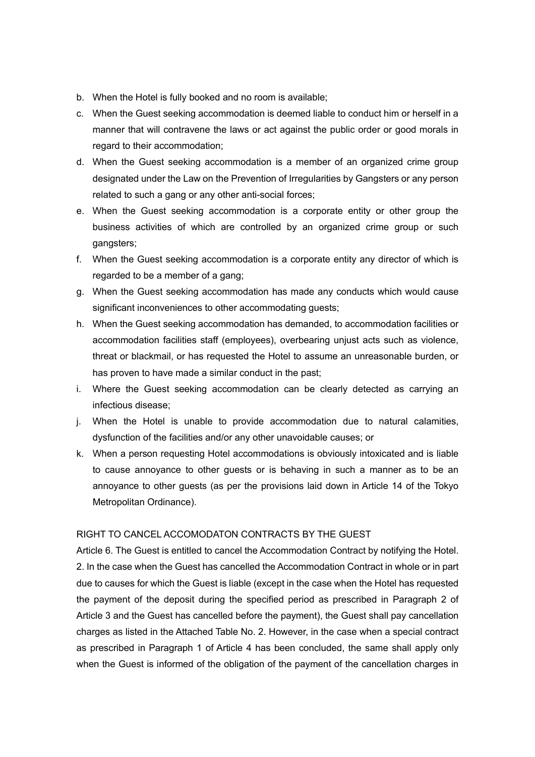b. When the Hotel is fully booked and no room is available;
c. When the Guest seeking accommodation is deemed liable to conduct him or herself in a manner that will contravene the laws or act against the public order or good morals in regard to their accommodation;
d. When the Guest seeking accommodation is a member of an organized crime group designated under the Law on the Prevention of Irregularities by Gangsters or any person related to such a gang or any other anti-social forces;
e. When the Guest seeking accommodation is a corporate entity or other group the business activities of which are controlled by an organized crime group or such gangsters;
f. When the Guest seeking accommodation is a corporate entity any director of which is regarded to be a member of a gang;
g. When the Guest seeking accommodation has made any conducts which would cause significant inconveniences to other accommodating guests;
h. When the Guest seeking accommodation has demanded, to accommodation facilities or accommodation facilities staff (employees), overbearing unjust acts such as violence, threat or blackmail, or has requested the Hotel to assume an unreasonable burden, or has proven to have made a similar conduct in the past;
i. Where the Guest seeking accommodation can be clearly detected as carrying an infectious disease;
j. When the Hotel is unable to provide accommodation due to natural calamities, dysfunction of the facilities and/or any other unavoidable causes; or
k. When a person requesting Hotel accommodations is obviously intoxicated and is liable to cause annoyance to other guests or is behaving in such a manner as to be an annoyance to other guests (as per the provisions laid down in Article 14 of the Tokyo Metropolitan Ordinance).

RIGHT TO CANCEL ACCOMODATON CONTRACTS BY THE GUEST

Article 6. The Guest is entitled to cancel the Accommodation Contract by notifying the Hotel.

2. In the case when the Guest has cancelled the Accommodation Contract in whole or in part due to causes for which the Guest is liable (except in the case when the Hotel has requested the payment of the deposit during the specified period as prescribed in Paragraph 2 of Article 3 and the Guest has cancelled before the payment), the Guest shall pay cancellation charges as listed in the Attached Table No. 2. However, in the case when a special contract as prescribed in Paragraph 1 of Article 4 has been concluded, the same shall apply only when the Guest is informed of the obligation of the payment of the cancellation charges in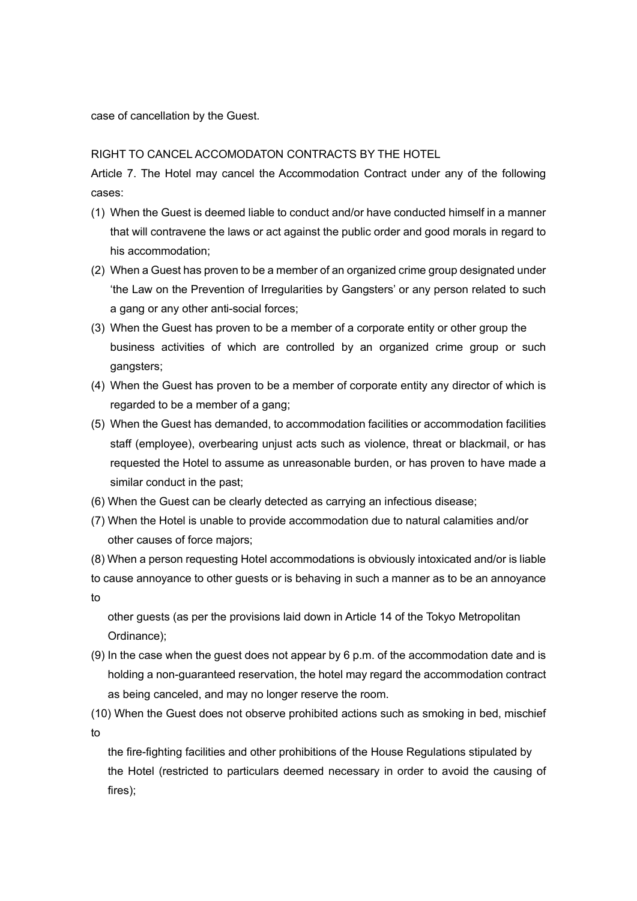case of cancellation by the Guest.

RIGHT TO CANCEL ACCOMODATON CONTRACTS BY THE HOTEL

Article 7. The Hotel may cancel the Accommodation Contract under any of the following cases:

(1) When the Guest is deemed liable to conduct and/or have conducted himself in a manner that will contravene the laws or act against the public order and good morals in regard to his accommodation;

(2) When a Guest has proven to be a member of an organized crime group designated under 'the Law on the Prevention of Irregularities by Gangsters' or any person related to such a gang or any other anti-social forces;

(3) When the Guest has proven to be a member of a corporate entity or other group the business activities of which are controlled by an organized crime group or such gangsters;

(4) When the Guest has proven to be a member of corporate entity any director of which is regarded to be a member of a gang;

(5) When the Guest has demanded, to accommodation facilities or accommodation facilities staff (employee), overbearing unjust acts such as violence, threat or blackmail, or has requested the Hotel to assume as unreasonable burden, or has proven to have made a similar conduct in the past;

(6) When the Guest can be clearly detected as carrying an infectious disease;

(7) When the Hotel is unable to provide accommodation due to natural calamities and/or other causes of force majors;

(8) When a person requesting Hotel accommodations is obviously intoxicated and/or is liable to cause annoyance to other guests or is behaving in such a manner as to be an annoyance to other guests (as per the provisions laid down in Article 14 of the Tokyo Metropolitan Ordinance);

(9) In the case when the guest does not appear by 6 p.m. of the accommodation date and is holding a non-guaranteed reservation, the hotel may regard the accommodation contract as being canceled, and may no longer reserve the room.

(10) When the Guest does not observe prohibited actions such as smoking in bed, mischief to the fire-fighting facilities and other prohibitions of the House Regulations stipulated by the Hotel (restricted to particulars deemed necessary in order to avoid the causing of fires);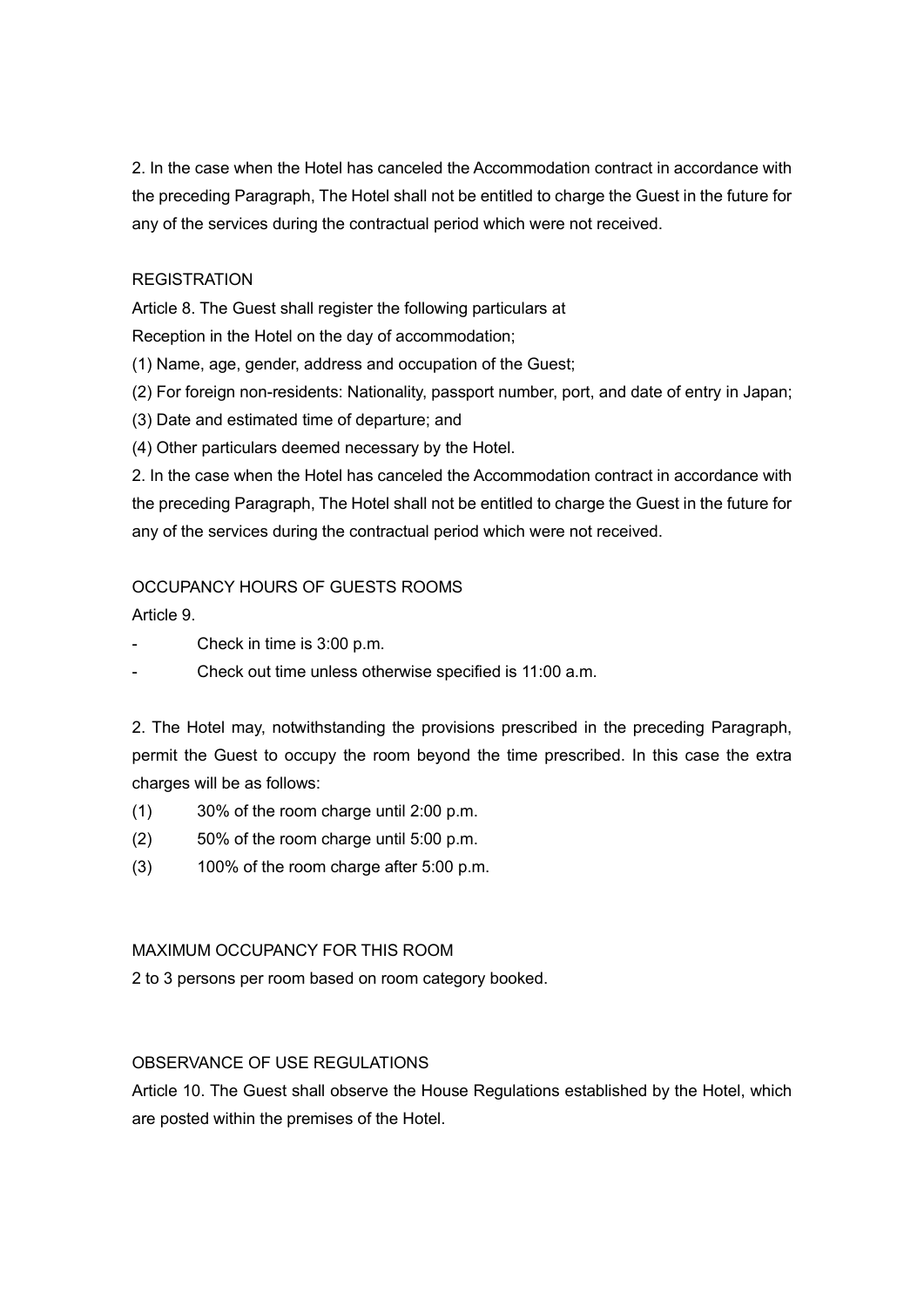2. In the case when the Hotel has canceled the Accommodation contract in accordance with the preceding Paragraph, The Hotel shall not be entitled to charge the Guest in the future for any of the services during the contractual period which were not received.

REGISTRATION

Article 8. The Guest shall register the following particulars at Reception in the Hotel on the day of accommodation;

(1) Name, age, gender, address and occupation of the Guest;

(2) For foreign non-residents: Nationality, passport number, port, and date of entry in Japan;

(3) Date and estimated time of departure; and

(4) Other particulars deemed necessary by the Hotel.

2. In the case when the Hotel has canceled the Accommodation contract in accordance with the preceding Paragraph, The Hotel shall not be entitled to charge the Guest in the future for any of the services during the contractual period which were not received.

OCCUPANCY HOURS OF GUESTS ROOMS

Article 9.

- Check in time is 3:00 p.m.
- Check out time unless otherwise specified is 11:00 a.m.

2. The Hotel may, notwithstanding the provisions prescribed in the preceding Paragraph, permit the Guest to occupy the room beyond the time prescribed. In this case the extra charges will be as follows:

(1) 30% of the room charge until 2:00 p.m.

(2) 50% of the room charge until 5:00 p.m.

(3) 100% of the room charge after 5:00 p.m.

MAXIMUM OCCUPANCY FOR THIS ROOM

2 to 3 persons per room based on room category booked.

OBSERVANCE OF USE REGULATIONS

Article 10. The Guest shall observe the House Regulations established by the Hotel, which are posted within the premises of the Hotel.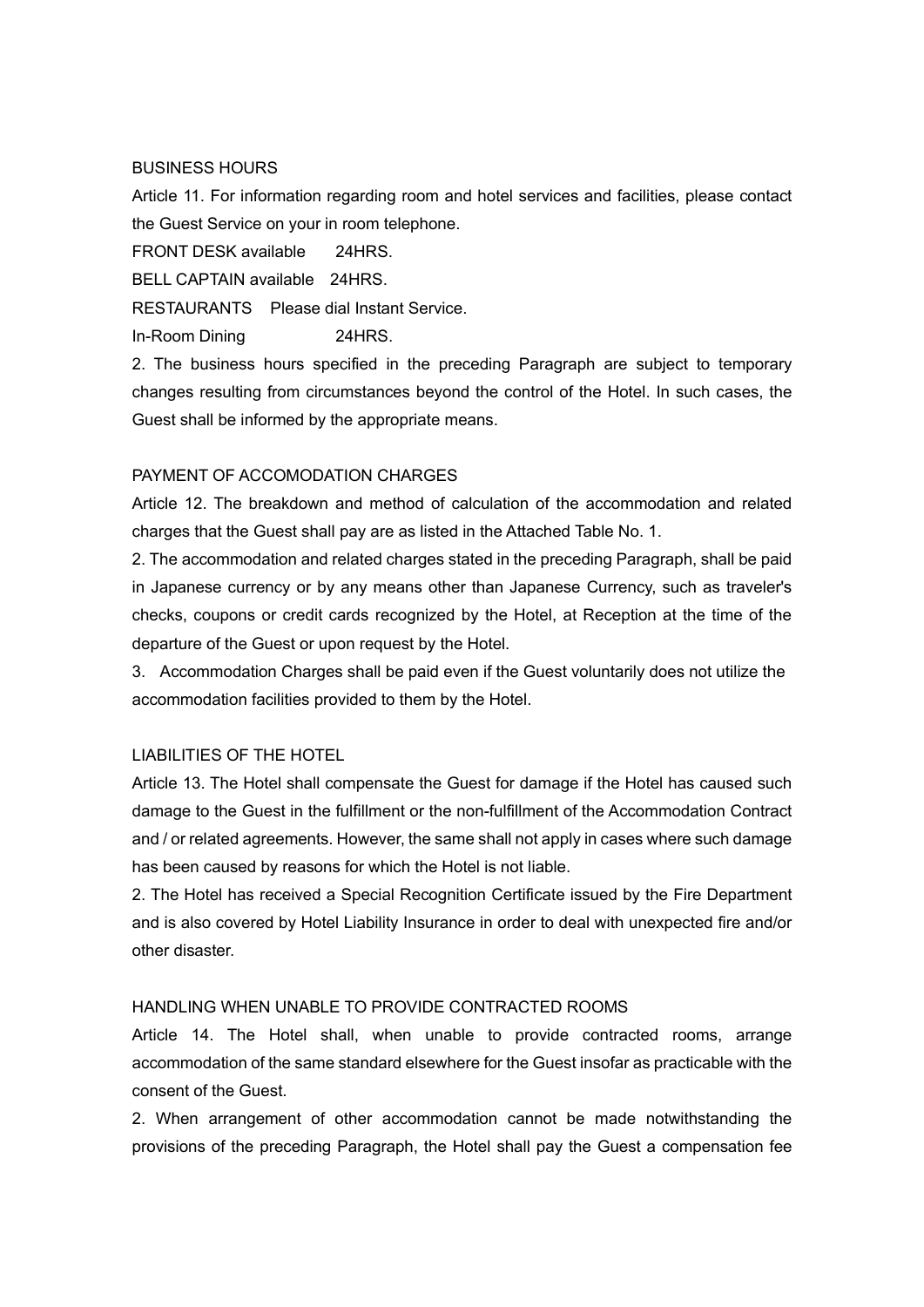## BUSINESS HOURS

Article 11. For information regarding room and hotel services and facilities, please contact the Guest Service on your in room telephone.

FRONT DESK available 24HRS.

BELL CAPTAIN available 24HRS.

RESTAURANTS Please dial Instant Service.

In-Room Dining 24HRS.

2. The business hours specified in the preceding Paragraph are subject to temporary changes resulting from circumstances beyond the control of the Hotel. In such cases, the Guest shall be informed by the appropriate means.

## PAYMENT OF ACCOMODATION CHARGES

Article 12. The breakdown and method of calculation of the accommodation and related charges that the Guest shall pay are as listed in the Attached Table No. 1.

2. The accommodation and related charges stated in the preceding Paragraph, shall be paid in Japanese currency or by any means other than Japanese Currency, such as traveler's checks, coupons or credit cards recognized by the Hotel, at Reception at the time of the departure of the Guest or upon request by the Hotel.

3. Accommodation Charges shall be paid even if the Guest voluntarily does not utilize the accommodation facilities provided to them by the Hotel.

## LIABILITIES OF THE HOTEL

Article 13. The Hotel shall compensate the Guest for damage if the Hotel has caused such damage to the Guest in the fulfillment or the non-fulfillment of the Accommodation Contract and / or related agreements. However, the same shall not apply in cases where such damage has been caused by reasons for which the Hotel is not liable.

2. The Hotel has received a Special Recognition Certificate issued by the Fire Department and is also covered by Hotel Liability Insurance in order to deal with unexpected fire and/or other disaster.

## HANDLING WHEN UNABLE TO PROVIDE CONTRACTED ROOMS

Article 14. The Hotel shall, when unable to provide contracted rooms, arrange accommodation of the same standard elsewhere for the Guest insofar as practicable with the consent of the Guest.

2. When arrangement of other accommodation cannot be made notwithstanding the provisions of the preceding Paragraph, the Hotel shall pay the Guest a compensation fee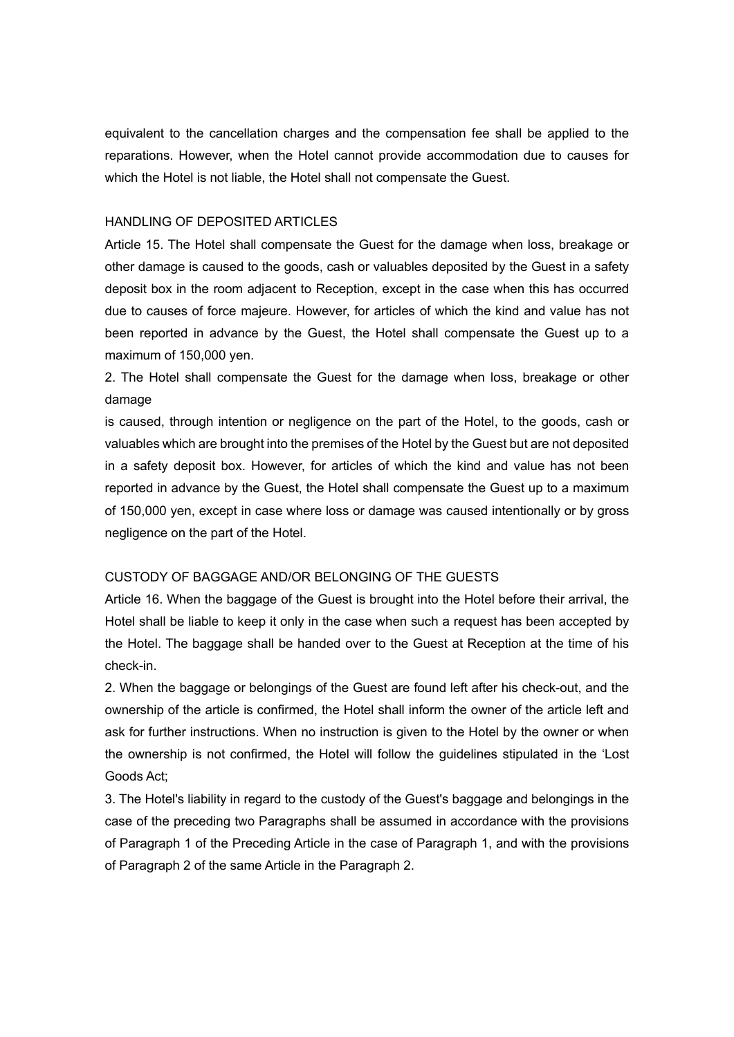equivalent to the cancellation charges and the compensation fee shall be applied to the reparations. However, when the Hotel cannot provide accommodation due to causes for which the Hotel is not liable, the Hotel shall not compensate the Guest.

## HANDLING OF DEPOSITED ARTICLES

Article 15. The Hotel shall compensate the Guest for the damage when loss, breakage or other damage is caused to the goods, cash or valuables deposited by the Guest in a safety deposit box in the room adjacent to Reception, except in the case when this has occurred due to causes of force majeure. However, for articles of which the kind and value has not been reported in advance by the Guest, the Hotel shall compensate the Guest up to a maximum of 150,000 yen.

2. The Hotel shall compensate the Guest for the damage when loss, breakage or other damage
is caused, through intention or negligence on the part of the Hotel, to the goods, cash or valuables which are brought into the premises of the Hotel by the Guest but are not deposited in a safety deposit box. However, for articles of which the kind and value has not been reported in advance by the Guest, the Hotel shall compensate the Guest up to a maximum of 150,000 yen, except in case where loss or damage was caused intentionally or by gross negligence on the part of the Hotel.

## CUSTODY OF BAGGAGE AND/OR BELONGING OF THE GUESTS

Article 16. When the baggage of the Guest is brought into the Hotel before their arrival, the Hotel shall be liable to keep it only in the case when such a request has been accepted by the Hotel. The baggage shall be handed over to the Guest at Reception at the time of his check-in.

2. When the baggage or belongings of the Guest are found left after his check-out, and the ownership of the article is confirmed, the Hotel shall inform the owner of the article left and ask for further instructions. When no instruction is given to the Hotel by the owner or when the ownership is not confirmed, the Hotel will follow the guidelines stipulated in the 'Lost Goods Act;

3. The Hotel's liability in regard to the custody of the Guest's baggage and belongings in the case of the preceding two Paragraphs shall be assumed in accordance with the provisions of Paragraph 1 of the Preceding Article in the case of Paragraph 1, and with the provisions of Paragraph 2 of the same Article in the Paragraph 2.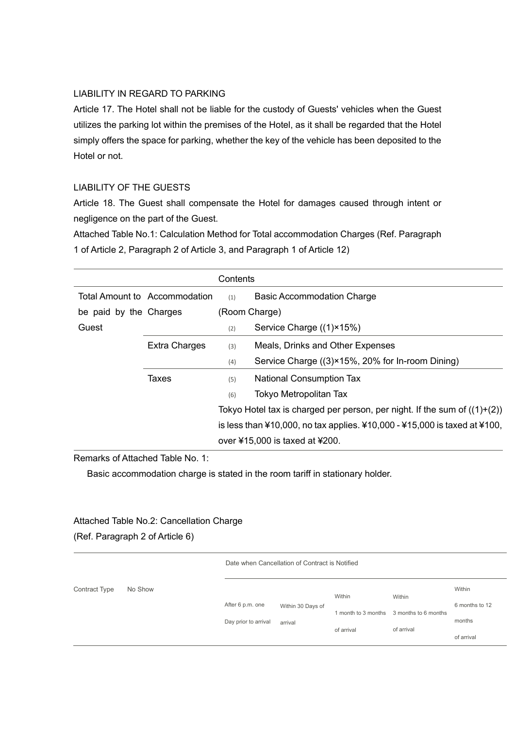LIABILITY IN REGARD TO PARKING

Article 17. The Hotel shall not be liable for the custody of Guests' vehicles when the Guest utilizes the parking lot within the premises of the Hotel, as it shall be regarded that the Hotel simply offers the space for parking, whether the key of the vehicle has been deposited to the Hotel or not.

LIABILITY OF THE GUESTS

Article 18. The Guest shall compensate the Hotel for damages caused through intent or negligence on the part of the Guest.

Attached Table No.1: Calculation Method for Total accommodation Charges (Ref. Paragraph 1 of Article 2, Paragraph 2 of Article 3, and Paragraph 1 of Article 12)

| | | Contents | |
|---|---|---|---|
| Total Amount to be paid by the Guest | Accommodation Charges | (1) | Basic Accommodation Charge (Room Charge) |
| | | (2) | Service Charge ((1)×15%) |
| | Extra Charges | (3) | Meals, Drinks and Other Expenses |
| | | (4) | Service Charge ((3)×15%, 20% for In-room Dining) |
| | Taxes | (5) | National Consumption Tax |
| | | (6) | Tokyo Metropolitan Tax |
| | | | Tokyo Hotel tax is charged per person, per night. If the sum of ((1)+(2)) is less than ¥10,000, no tax applies. ¥10,000 - ¥15,000 is taxed at ¥100, over ¥15,000 is taxed at ¥200. |

Remarks of Attached Table No. 1:

Basic accommodation charge is stated in the room tariff in stationary holder.

Attached Table No.2: Cancellation Charge

(Ref. Paragraph 2 of Article 6)

| Contract Type | No Show | Date when Cancellation of Contract is Notified | | | | |
|---|---|---|---|---|---|---|
| | | After 6 p.m. one Day prior to arrival | Within 30 Days of arrival | Within 1 month to 3 months of arrival | Within 3 months to 6 months of arrival | Within 6 months to 12 months of arrival |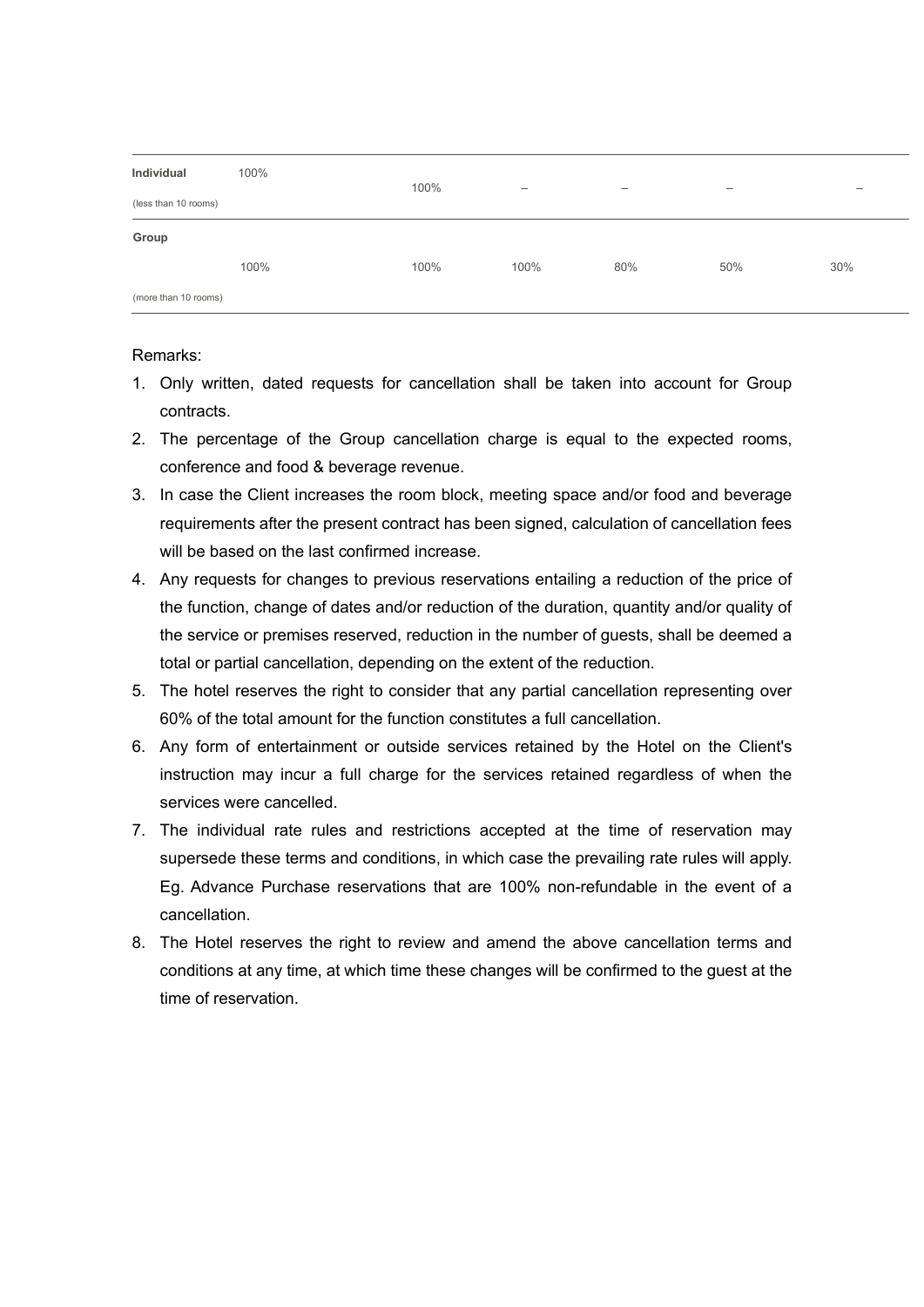| | | | | | | |
|---|---|---|---|---|---|---|
| **Individual** (less than 10 rooms) | 100% | 100% | – | – | – | – |
| **Group** (more than 10 rooms) | 100% | 100% | 100% | 80% | 50% | 30% |

Remarks:

1. Only written, dated requests for cancellation shall be taken into account for Group contracts.
2. The percentage of the Group cancellation charge is equal to the expected rooms, conference and food & beverage revenue.
3. In case the Client increases the room block, meeting space and/or food and beverage requirements after the present contract has been signed, calculation of cancellation fees will be based on the last confirmed increase.
4. Any requests for changes to previous reservations entailing a reduction of the price of the function, change of dates and/or reduction of the duration, quantity and/or quality of the service or premises reserved, reduction in the number of guests, shall be deemed a total or partial cancellation, depending on the extent of the reduction.
5. The hotel reserves the right to consider that any partial cancellation representing over 60% of the total amount for the function constitutes a full cancellation.
6. Any form of entertainment or outside services retained by the Hotel on the Client's instruction may incur a full charge for the services retained regardless of when the services were cancelled.
7. The individual rate rules and restrictions accepted at the time of reservation may supersede these terms and conditions, in which case the prevailing rate rules will apply. Eg. Advance Purchase reservations that are 100% non-refundable in the event of a cancellation.
8. The Hotel reserves the right to review and amend the above cancellation terms and conditions at any time, at which time these changes will be confirmed to the guest at the time of reservation.